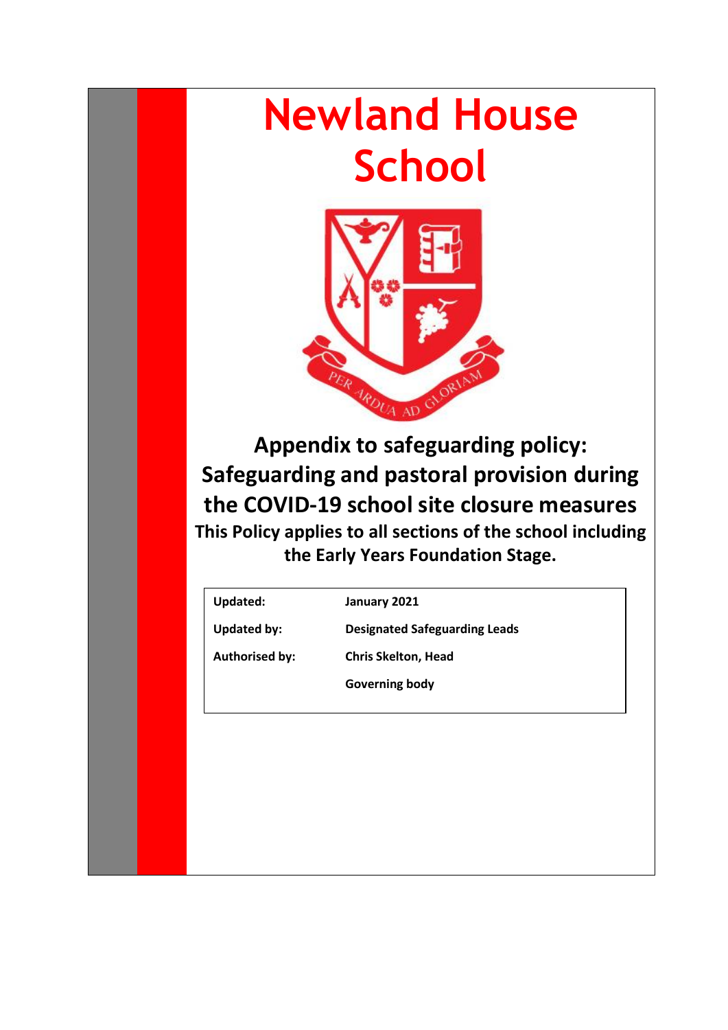# Newland House School

## Appendix to safeguarding policy: Safeguarding and pastoral provision during the COVID-19 school site closure measures

**This Policy applies to all sections of the school including the Early Years Foundation Stage.**

| | |
|---|---|
| **Updated:** | **January 2021** |
| **Updated by:** | **Designated Safeguarding Leads** |
| **Authorised by:** | **Chris Skelton, Head** |
| | **Governing body** |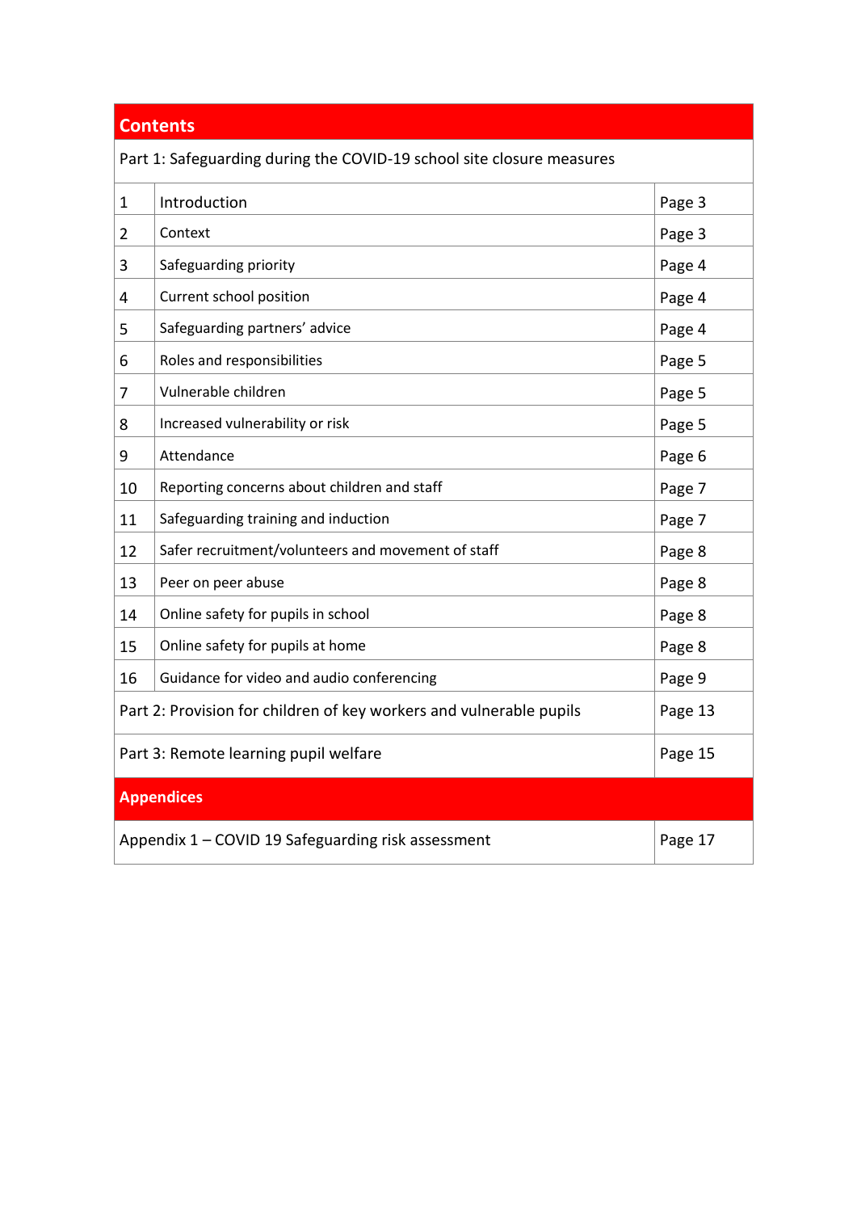| Contents | | |
|---|---|---|
| Part 1: Safeguarding during the COVID-19 school site closure measures | | |
| 1 | Introduction | Page 3 |
| 2 | Context | Page 3 |
| 3 | Safeguarding priority | Page 4 |
| 4 | Current school position | Page 4 |
| 5 | Safeguarding partners' advice | Page 4 |
| 6 | Roles and responsibilities | Page 5 |
| 7 | Vulnerable children | Page 5 |
| 8 | Increased vulnerability or risk | Page 5 |
| 9 | Attendance | Page 6 |
| 10 | Reporting concerns about children and staff | Page 7 |
| 11 | Safeguarding training and induction | Page 7 |
| 12 | Safer recruitment/volunteers and movement of staff | Page 8 |
| 13 | Peer on peer abuse | Page 8 |
| 14 | Online safety for pupils in school | Page 8 |
| 15 | Online safety for pupils at home | Page 8 |
| 16 | Guidance for video and audio conferencing | Page 9 |
| Part 2: Provision for children of key workers and vulnerable pupils | | Page 13 |
| Part 3: Remote learning pupil welfare | | Page 15 |
| **Appendices** | | |
| Appendix 1 – COVID 19 Safeguarding risk assessment | | Page 17 |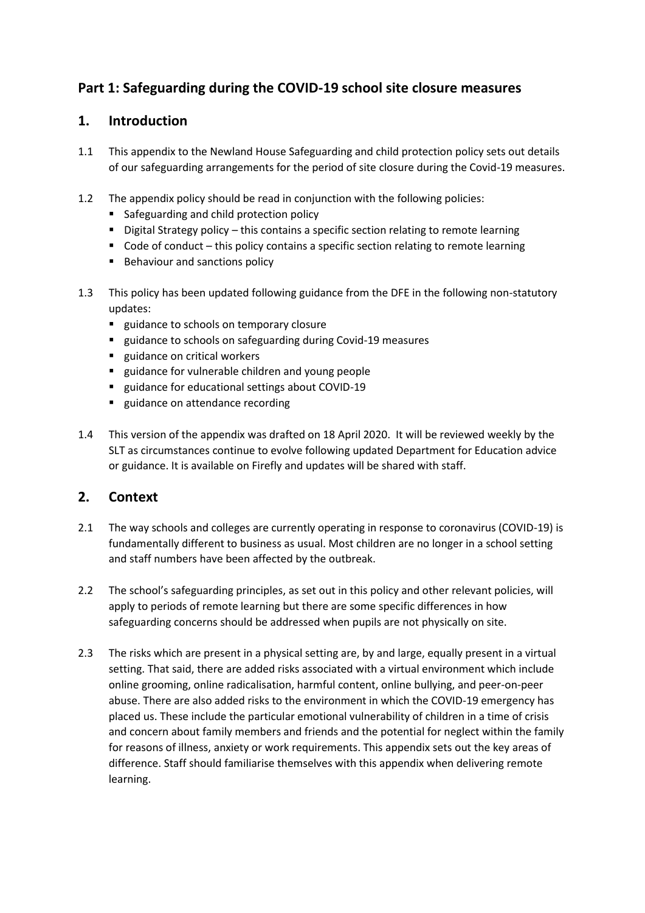## Part 1: Safeguarding during the COVID-19 school site closure measures

### 1. Introduction

1.1 This appendix to the Newland House Safeguarding and child protection policy sets out details of our safeguarding arrangements for the period of site closure during the Covid-19 measures.

1.2 The appendix policy should be read in conjunction with the following policies:

- Safeguarding and child protection policy
- Digital Strategy policy – this contains a specific section relating to remote learning
- Code of conduct – this policy contains a specific section relating to remote learning
- Behaviour and sanctions policy

1.3 This policy has been updated following guidance from the DFE in the following non-statutory updates:

- guidance to schools on temporary closure
- guidance to schools on safeguarding during Covid-19 measures
- guidance on critical workers
- guidance for vulnerable children and young people
- guidance for educational settings about COVID-19
- guidance on attendance recording

1.4 This version of the appendix was drafted on 18 April 2020. It will be reviewed weekly by the SLT as circumstances continue to evolve following updated Department for Education advice or guidance. It is available on Firefly and updates will be shared with staff.

### 2. Context

2.1 The way schools and colleges are currently operating in response to coronavirus (COVID-19) is fundamentally different to business as usual. Most children are no longer in a school setting and staff numbers have been affected by the outbreak.

2.2 The school's safeguarding principles, as set out in this policy and other relevant policies, will apply to periods of remote learning but there are some specific differences in how safeguarding concerns should be addressed when pupils are not physically on site.

2.3 The risks which are present in a physical setting are, by and large, equally present in a virtual setting. That said, there are added risks associated with a virtual environment which include online grooming, online radicalisation, harmful content, online bullying, and peer-on-peer abuse. There are also added risks to the environment in which the COVID-19 emergency has placed us. These include the particular emotional vulnerability of children in a time of crisis and concern about family members and friends and the potential for neglect within the family for reasons of illness, anxiety or work requirements. This appendix sets out the key areas of difference. Staff should familiarise themselves with this appendix when delivering remote learning.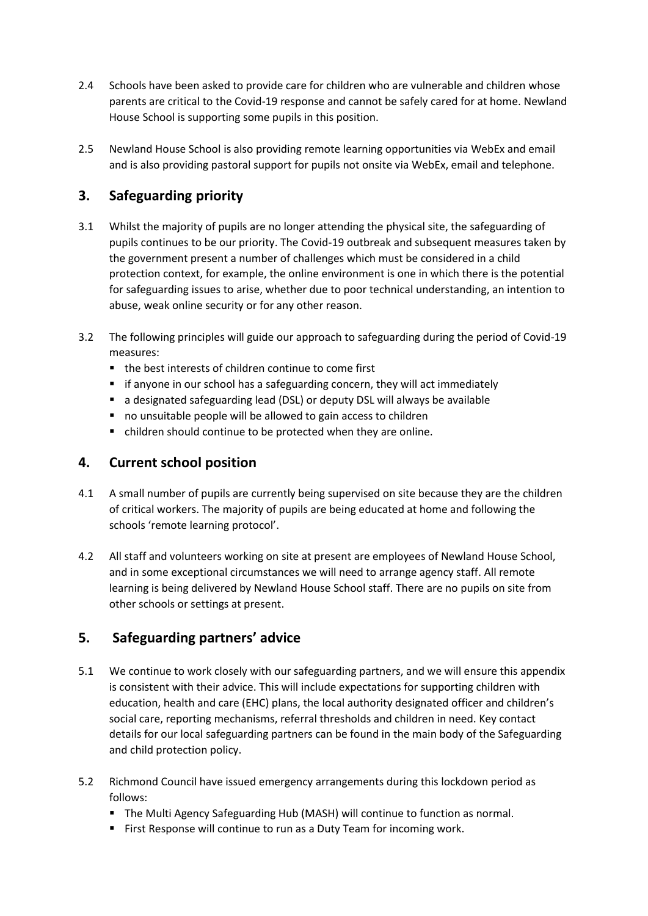2.4 Schools have been asked to provide care for children who are vulnerable and children whose parents are critical to the Covid-19 response and cannot be safely cared for at home. Newland House School is supporting some pupils in this position.

2.5 Newland House School is also providing remote learning opportunities via WebEx and email and is also providing pastoral support for pupils not onsite via WebEx, email and telephone.

## 3. Safeguarding priority

3.1 Whilst the majority of pupils are no longer attending the physical site, the safeguarding of pupils continues to be our priority. The Covid-19 outbreak and subsequent measures taken by the government present a number of challenges which must be considered in a child protection context, for example, the online environment is one in which there is the potential for safeguarding issues to arise, whether due to poor technical understanding, an intention to abuse, weak online security or for any other reason.

3.2 The following principles will guide our approach to safeguarding during the period of Covid-19 measures:

- the best interests of children continue to come first
- if anyone in our school has a safeguarding concern, they will act immediately
- a designated safeguarding lead (DSL) or deputy DSL will always be available
- no unsuitable people will be allowed to gain access to children
- children should continue to be protected when they are online.

## 4. Current school position

4.1 A small number of pupils are currently being supervised on site because they are the children of critical workers. The majority of pupils are being educated at home and following the schools 'remote learning protocol'.

4.2 All staff and volunteers working on site at present are employees of Newland House School, and in some exceptional circumstances we will need to arrange agency staff. All remote learning is being delivered by Newland House School staff. There are no pupils on site from other schools or settings at present.

## 5. Safeguarding partners' advice

5.1 We continue to work closely with our safeguarding partners, and we will ensure this appendix is consistent with their advice. This will include expectations for supporting children with education, health and care (EHC) plans, the local authority designated officer and children's social care, reporting mechanisms, referral thresholds and children in need. Key contact details for our local safeguarding partners can be found in the main body of the Safeguarding and child protection policy.

5.2 Richmond Council have issued emergency arrangements during this lockdown period as follows:

- The Multi Agency Safeguarding Hub (MASH) will continue to function as normal.
- First Response will continue to run as a Duty Team for incoming work.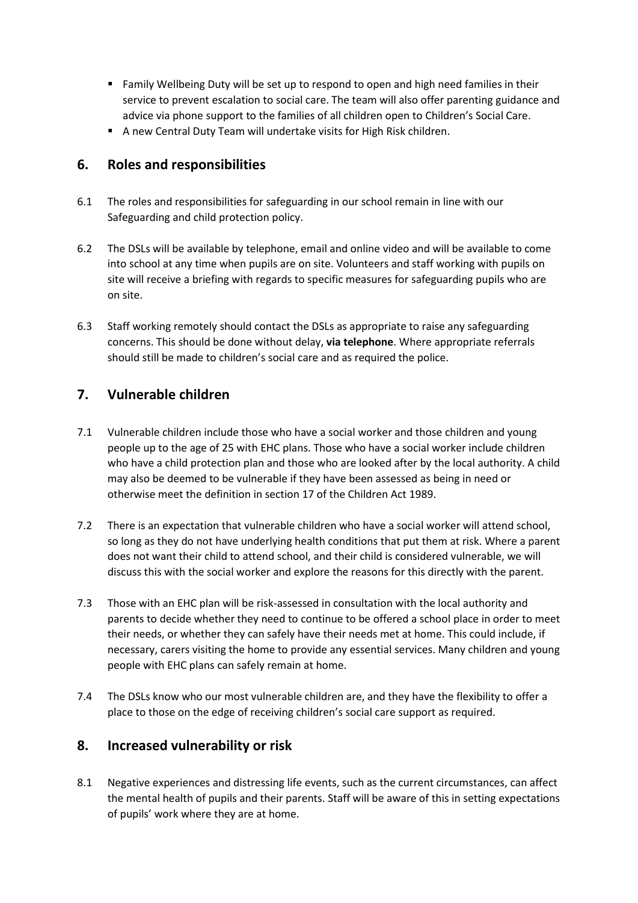- Family Wellbeing Duty will be set up to respond to open and high need families in their service to prevent escalation to social care. The team will also offer parenting guidance and advice via phone support to the families of all children open to Children's Social Care.
- A new Central Duty Team will undertake visits for High Risk children.

## 6. Roles and responsibilities

6.1 The roles and responsibilities for safeguarding in our school remain in line with our Safeguarding and child protection policy.

6.2 The DSLs will be available by telephone, email and online video and will be available to come into school at any time when pupils are on site. Volunteers and staff working with pupils on site will receive a briefing with regards to specific measures for safeguarding pupils who are on site.

6.3 Staff working remotely should contact the DSLs as appropriate to raise any safeguarding concerns. This should be done without delay, **via telephone**. Where appropriate referrals should still be made to children's social care and as required the police.

## 7. Vulnerable children

7.1 Vulnerable children include those who have a social worker and those children and young people up to the age of 25 with EHC plans. Those who have a social worker include children who have a child protection plan and those who are looked after by the local authority. A child may also be deemed to be vulnerable if they have been assessed as being in need or otherwise meet the definition in section 17 of the Children Act 1989.

7.2 There is an expectation that vulnerable children who have a social worker will attend school, so long as they do not have underlying health conditions that put them at risk. Where a parent does not want their child to attend school, and their child is considered vulnerable, we will discuss this with the social worker and explore the reasons for this directly with the parent.

7.3 Those with an EHC plan will be risk-assessed in consultation with the local authority and parents to decide whether they need to continue to be offered a school place in order to meet their needs, or whether they can safely have their needs met at home. This could include, if necessary, carers visiting the home to provide any essential services. Many children and young people with EHC plans can safely remain at home.

7.4 The DSLs know who our most vulnerable children are, and they have the flexibility to offer a place to those on the edge of receiving children's social care support as required.

## 8. Increased vulnerability or risk

8.1 Negative experiences and distressing life events, such as the current circumstances, can affect the mental health of pupils and their parents. Staff will be aware of this in setting expectations of pupils' work where they are at home.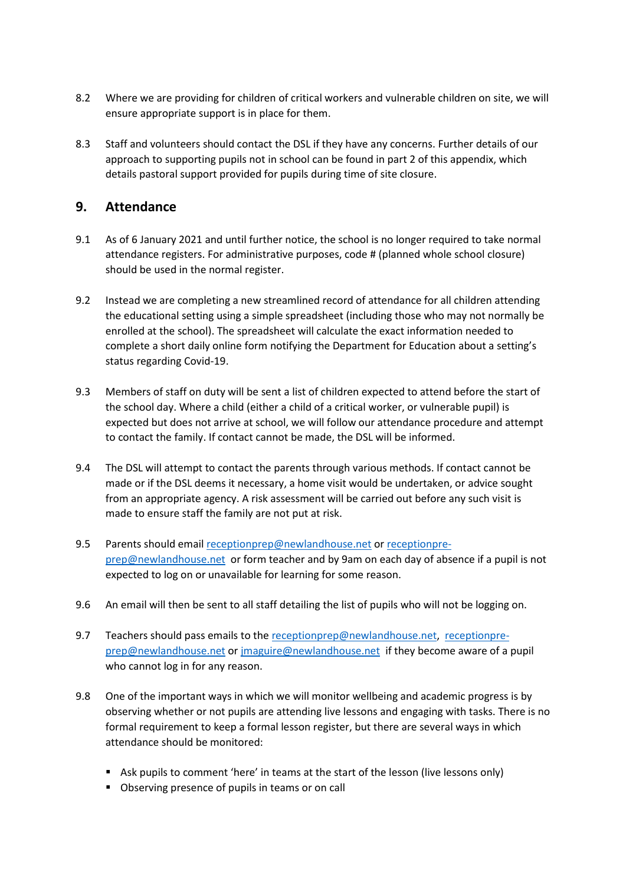8.2 Where we are providing for children of critical workers and vulnerable children on site, we will ensure appropriate support is in place for them.

8.3 Staff and volunteers should contact the DSL if they have any concerns. Further details of our approach to supporting pupils not in school can be found in part 2 of this appendix, which details pastoral support provided for pupils during time of site closure.

## 9. Attendance

9.1 As of 6 January 2021 and until further notice, the school is no longer required to take normal attendance registers. For administrative purposes, code # (planned whole school closure) should be used in the normal register.

9.2 Instead we are completing a new streamlined record of attendance for all children attending the educational setting using a simple spreadsheet (including those who may not normally be enrolled at the school). The spreadsheet will calculate the exact information needed to complete a short daily online form notifying the Department for Education about a setting's status regarding Covid-19.

9.3 Members of staff on duty will be sent a list of children expected to attend before the start of the school day. Where a child (either a child of a critical worker, or vulnerable pupil) is expected but does not arrive at school, we will follow our attendance procedure and attempt to contact the family. If contact cannot be made, the DSL will be informed.

9.4 The DSL will attempt to contact the parents through various methods. If contact cannot be made or if the DSL deems it necessary, a home visit would be undertaken, or advice sought from an appropriate agency. A risk assessment will be carried out before any such visit is made to ensure staff the family are not put at risk.

9.5 Parents should email receptionprep@newlandhouse.net or receptionpre-prep@newlandhouse.net or form teacher and by 9am on each day of absence if a pupil is not expected to log on or unavailable for learning for some reason.

9.6 An email will then be sent to all staff detailing the list of pupils who will not be logging on.

9.7 Teachers should pass emails to the receptionprep@newlandhouse.net, receptionpre-prep@newlandhouse.net or jmaguire@newlandhouse.net if they become aware of a pupil who cannot log in for any reason.

9.8 One of the important ways in which we will monitor wellbeing and academic progress is by observing whether or not pupils are attending live lessons and engaging with tasks. There is no formal requirement to keep a formal lesson register, but there are several ways in which attendance should be monitored:

- Ask pupils to comment 'here' in teams at the start of the lesson (live lessons only)
- Observing presence of pupils in teams or on call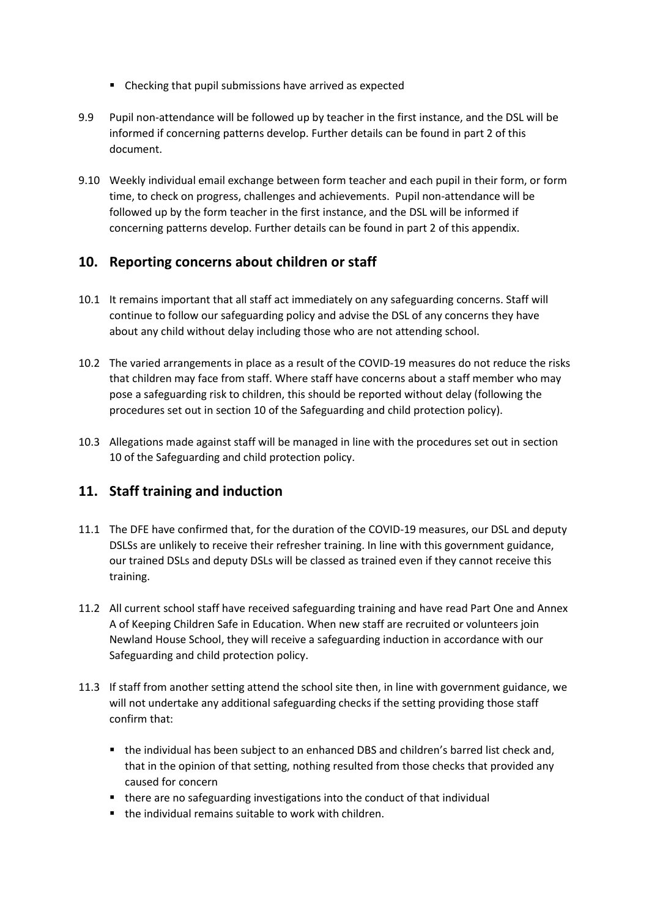- Checking that pupil submissions have arrived as expected

9.9 Pupil non-attendance will be followed up by teacher in the first instance, and the DSL will be informed if concerning patterns develop. Further details can be found in part 2 of this document.

9.10 Weekly individual email exchange between form teacher and each pupil in their form, or form time, to check on progress, challenges and achievements. Pupil non-attendance will be followed up by the form teacher in the first instance, and the DSL will be informed if concerning patterns develop. Further details can be found in part 2 of this appendix.

## 10. Reporting concerns about children or staff

10.1 It remains important that all staff act immediately on any safeguarding concerns. Staff will continue to follow our safeguarding policy and advise the DSL of any concerns they have about any child without delay including those who are not attending school.

10.2 The varied arrangements in place as a result of the COVID-19 measures do not reduce the risks that children may face from staff. Where staff have concerns about a staff member who may pose a safeguarding risk to children, this should be reported without delay (following the procedures set out in section 10 of the Safeguarding and child protection policy).

10.3 Allegations made against staff will be managed in line with the procedures set out in section 10 of the Safeguarding and child protection policy.

## 11. Staff training and induction

11.1 The DFE have confirmed that, for the duration of the COVID-19 measures, our DSL and deputy DSLSs are unlikely to receive their refresher training. In line with this government guidance, our trained DSLs and deputy DSLs will be classed as trained even if they cannot receive this training.

11.2 All current school staff have received safeguarding training and have read Part One and Annex A of Keeping Children Safe in Education. When new staff are recruited or volunteers join Newland House School, they will receive a safeguarding induction in accordance with our Safeguarding and child protection policy.

11.3 If staff from another setting attend the school site then, in line with government guidance, we will not undertake any additional safeguarding checks if the setting providing those staff confirm that:

- the individual has been subject to an enhanced DBS and children's barred list check and, that in the opinion of that setting, nothing resulted from those checks that provided any caused for concern
- there are no safeguarding investigations into the conduct of that individual
- the individual remains suitable to work with children.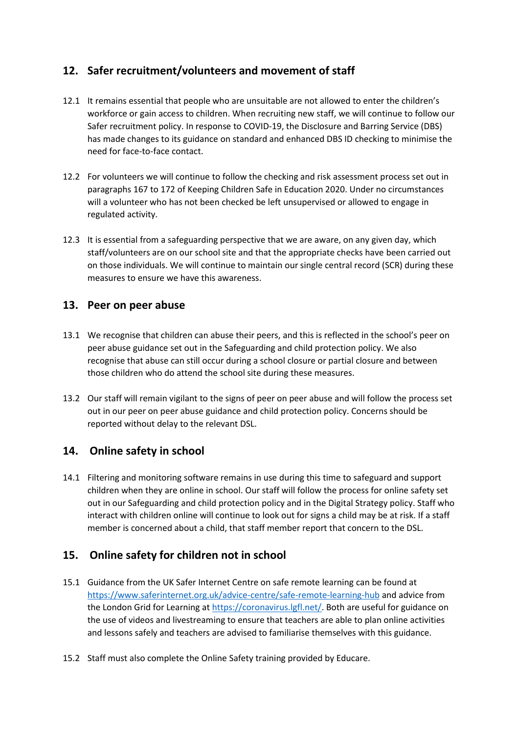## 12. Safer recruitment/volunteers and movement of staff

12.1 It remains essential that people who are unsuitable are not allowed to enter the children's workforce or gain access to children. When recruiting new staff, we will continue to follow our Safer recruitment policy. In response to COVID-19, the Disclosure and Barring Service (DBS) has made changes to its guidance on standard and enhanced DBS ID checking to minimise the need for face-to-face contact.

12.2 For volunteers we will continue to follow the checking and risk assessment process set out in paragraphs 167 to 172 of Keeping Children Safe in Education 2020. Under no circumstances will a volunteer who has not been checked be left unsupervised or allowed to engage in regulated activity.

12.3 It is essential from a safeguarding perspective that we are aware, on any given day, which staff/volunteers are on our school site and that the appropriate checks have been carried out on those individuals. We will continue to maintain our single central record (SCR) during these measures to ensure we have this awareness.

## 13. Peer on peer abuse

13.1 We recognise that children can abuse their peers, and this is reflected in the school's peer on peer abuse guidance set out in the Safeguarding and child protection policy. We also recognise that abuse can still occur during a school closure or partial closure and between those children who do attend the school site during these measures.

13.2 Our staff will remain vigilant to the signs of peer on peer abuse and will follow the process set out in our peer on peer abuse guidance and child protection policy. Concerns should be reported without delay to the relevant DSL.

## 14. Online safety in school

14.1 Filtering and monitoring software remains in use during this time to safeguard and support children when they are online in school. Our staff will follow the process for online safety set out in our Safeguarding and child protection policy and in the Digital Strategy policy. Staff who interact with children online will continue to look out for signs a child may be at risk. If a staff member is concerned about a child, that staff member report that concern to the DSL.

## 15. Online safety for children not in school

15.1 Guidance from the UK Safer Internet Centre on safe remote learning can be found at [https://www.saferinternet.org.uk/advice-centre/safe-remote-learning-hub](https://www.saferinternet.org.uk/advice-centre/safe-remote-learning-hub) and advice from the London Grid for Learning at [https://coronavirus.lgfl.net/](https://coronavirus.lgfl.net/). Both are useful for guidance on the use of videos and livestreaming to ensure that teachers are able to plan online activities and lessons safely and teachers are advised to familiarise themselves with this guidance.

15.2 Staff must also complete the Online Safety training provided by Educare.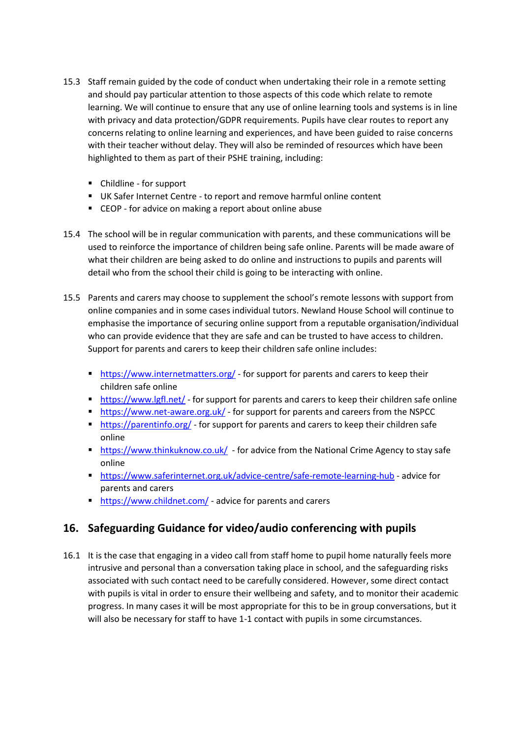15.3 Staff remain guided by the code of conduct when undertaking their role in a remote setting and should pay particular attention to those aspects of this code which relate to remote learning. We will continue to ensure that any use of online learning tools and systems is in line with privacy and data protection/GDPR requirements. Pupils have clear routes to report any concerns relating to online learning and experiences, and have been guided to raise concerns with their teacher without delay. They will also be reminded of resources which have been highlighted to them as part of their PSHE training, including:

- Childline - for support
- UK Safer Internet Centre - to report and remove harmful online content
- CEOP - for advice on making a report about online abuse

15.4 The school will be in regular communication with parents, and these communications will be used to reinforce the importance of children being safe online. Parents will be made aware of what their children are being asked to do online and instructions to pupils and parents will detail who from the school their child is going to be interacting with online.

15.5 Parents and carers may choose to supplement the school's remote lessons with support from online companies and in some cases individual tutors. Newland House School will continue to emphasise the importance of securing online support from a reputable organisation/individual who can provide evidence that they are safe and can be trusted to have access to children. Support for parents and carers to keep their children safe online includes:

- https://www.internetmatters.org/ - for support for parents and carers to keep their children safe online
- https://www.lgfl.net/ - for support for parents and carers to keep their children safe online
- https://www.net-aware.org.uk/ - for support for parents and careers from the NSPCC
- https://parentinfo.org/ - for support for parents and carers to keep their children safe online
- https://www.thinkuknow.co.uk/ - for advice from the National Crime Agency to stay safe online
- https://www.saferinternet.org.uk/advice-centre/safe-remote-learning-hub - advice for parents and carers
- https://www.childnet.com/ - advice for parents and carers

## 16. Safeguarding Guidance for video/audio conferencing with pupils

16.1 It is the case that engaging in a video call from staff home to pupil home naturally feels more intrusive and personal than a conversation taking place in school, and the safeguarding risks associated with such contact need to be carefully considered. However, some direct contact with pupils is vital in order to ensure their wellbeing and safety, and to monitor their academic progress. In many cases it will be most appropriate for this to be in group conversations, but it will also be necessary for staff to have 1-1 contact with pupils in some circumstances.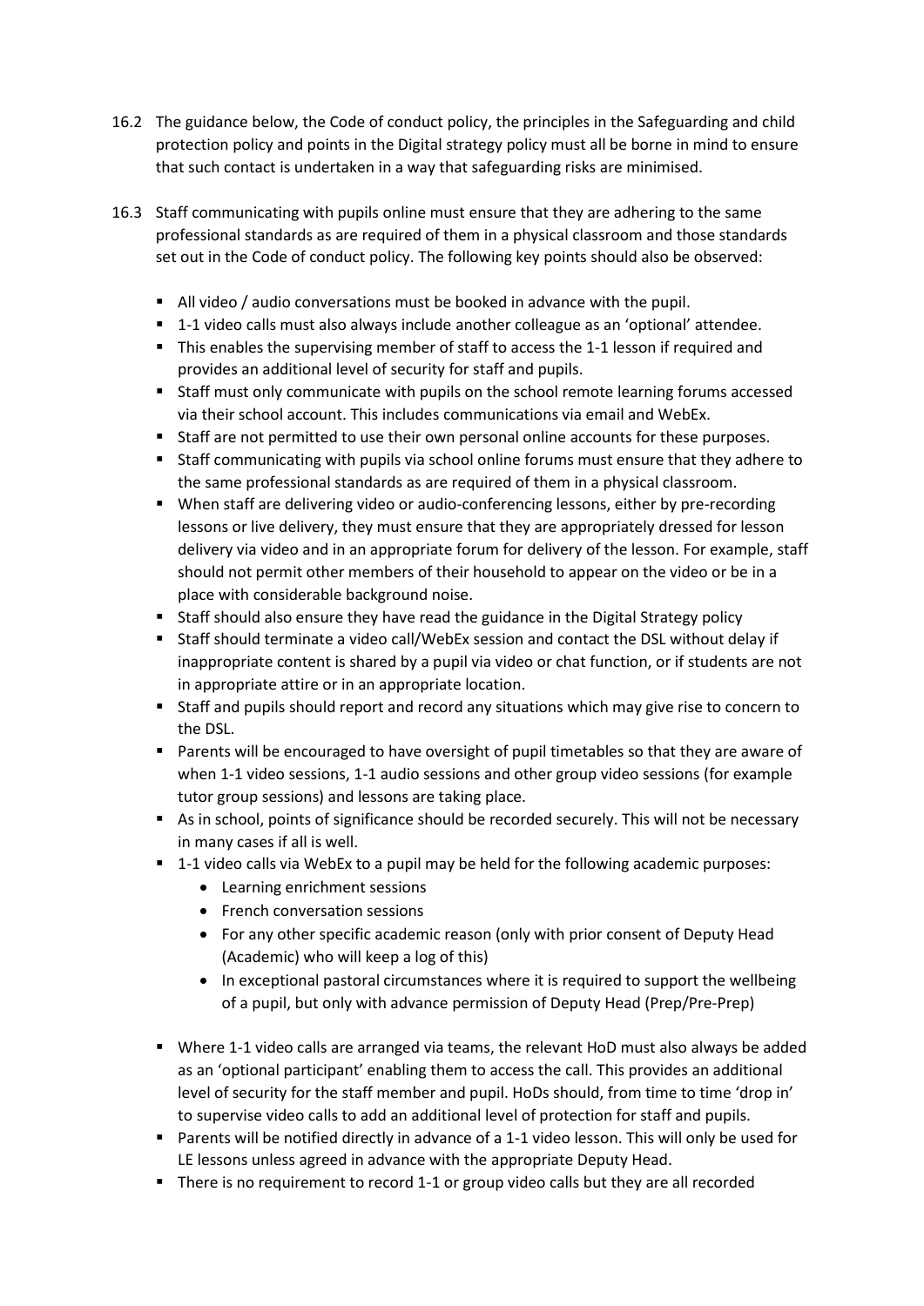16.2 The guidance below, the Code of conduct policy, the principles in the Safeguarding and child protection policy and points in the Digital strategy policy must all be borne in mind to ensure that such contact is undertaken in a way that safeguarding risks are minimised.

16.3 Staff communicating with pupils online must ensure that they are adhering to the same professional standards as are required of them in a physical classroom and those standards set out in the Code of conduct policy. The following key points should also be observed:

- All video / audio conversations must be booked in advance with the pupil.
- 1-1 video calls must also always include another colleague as an 'optional' attendee.
- This enables the supervising member of staff to access the 1-1 lesson if required and provides an additional level of security for staff and pupils.
- Staff must only communicate with pupils on the school remote learning forums accessed via their school account. This includes communications via email and WebEx.
- Staff are not permitted to use their own personal online accounts for these purposes.
- Staff communicating with pupils via school online forums must ensure that they adhere to the same professional standards as are required of them in a physical classroom.
- When staff are delivering video or audio-conferencing lessons, either by pre-recording lessons or live delivery, they must ensure that they are appropriately dressed for lesson delivery via video and in an appropriate forum for delivery of the lesson. For example, staff should not permit other members of their household to appear on the video or be in a place with considerable background noise.
- Staff should also ensure they have read the guidance in the Digital Strategy policy
- Staff should terminate a video call/WebEx session and contact the DSL without delay if inappropriate content is shared by a pupil via video or chat function, or if students are not in appropriate attire or in an appropriate location.
- Staff and pupils should report and record any situations which may give rise to concern to the DSL.
- Parents will be encouraged to have oversight of pupil timetables so that they are aware of when 1-1 video sessions, 1-1 audio sessions and other group video sessions (for example tutor group sessions) and lessons are taking place.
- As in school, points of significance should be recorded securely. This will not be necessary in many cases if all is well.
- 1-1 video calls via WebEx to a pupil may be held for the following academic purposes:
  - Learning enrichment sessions
  - French conversation sessions
  - For any other specific academic reason (only with prior consent of Deputy Head (Academic) who will keep a log of this)
  - In exceptional pastoral circumstances where it is required to support the wellbeing of a pupil, but only with advance permission of Deputy Head (Prep/Pre-Prep)
- Where 1-1 video calls are arranged via teams, the relevant HoD must also always be added as an 'optional participant' enabling them to access the call. This provides an additional level of security for the staff member and pupil. HoDs should, from time to time 'drop in' to supervise video calls to add an additional level of protection for staff and pupils.
- Parents will be notified directly in advance of a 1-1 video lesson. This will only be used for LE lessons unless agreed in advance with the appropriate Deputy Head.
- There is no requirement to record 1-1 or group video calls but they are all recorded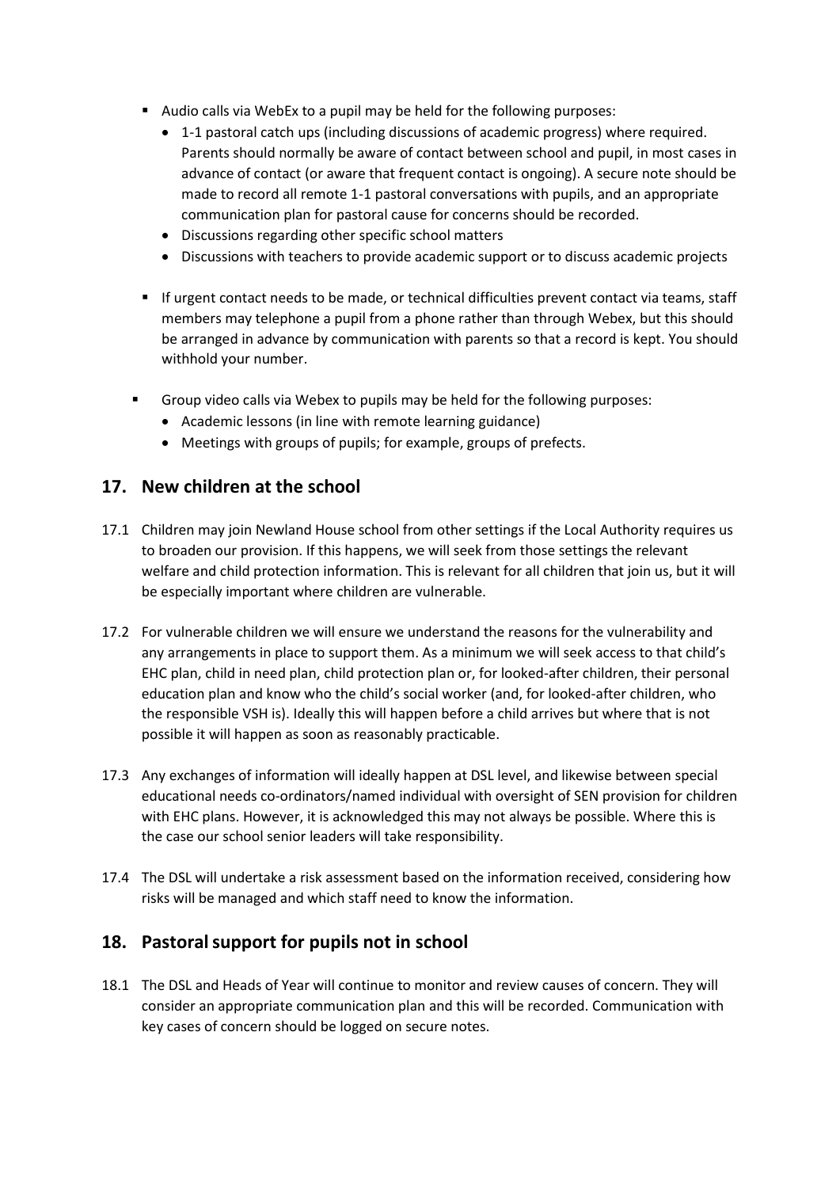- Audio calls via WebEx to a pupil may be held for the following purposes:
  - 1-1 pastoral catch ups (including discussions of academic progress) where required. Parents should normally be aware of contact between school and pupil, in most cases in advance of contact (or aware that frequent contact is ongoing). A secure note should be made to record all remote 1-1 pastoral conversations with pupils, and an appropriate communication plan for pastoral cause for concerns should be recorded.
  - Discussions regarding other specific school matters
  - Discussions with teachers to provide academic support or to discuss academic projects

- If urgent contact needs to be made, or technical difficulties prevent contact via teams, staff members may telephone a pupil from a phone rather than through Webex, but this should be arranged in advance by communication with parents so that a record is kept. You should withhold your number.

- Group video calls via Webex to pupils may be held for the following purposes:
  - Academic lessons (in line with remote learning guidance)
  - Meetings with groups of pupils; for example, groups of prefects.

## 17. New children at the school

17.1 Children may join Newland House school from other settings if the Local Authority requires us to broaden our provision. If this happens, we will seek from those settings the relevant welfare and child protection information. This is relevant for all children that join us, but it will be especially important where children are vulnerable.

17.2 For vulnerable children we will ensure we understand the reasons for the vulnerability and any arrangements in place to support them. As a minimum we will seek access to that child's EHC plan, child in need plan, child protection plan or, for looked-after children, their personal education plan and know who the child's social worker (and, for looked-after children, who the responsible VSH is). Ideally this will happen before a child arrives but where that is not possible it will happen as soon as reasonably practicable.

17.3 Any exchanges of information will ideally happen at DSL level, and likewise between special educational needs co-ordinators/named individual with oversight of SEN provision for children with EHC plans. However, it is acknowledged this may not always be possible. Where this is the case our school senior leaders will take responsibility.

17.4 The DSL will undertake a risk assessment based on the information received, considering how risks will be managed and which staff need to know the information.

## 18. Pastoral support for pupils not in school

18.1 The DSL and Heads of Year will continue to monitor and review causes of concern. They will consider an appropriate communication plan and this will be recorded. Communication with key cases of concern should be logged on secure notes.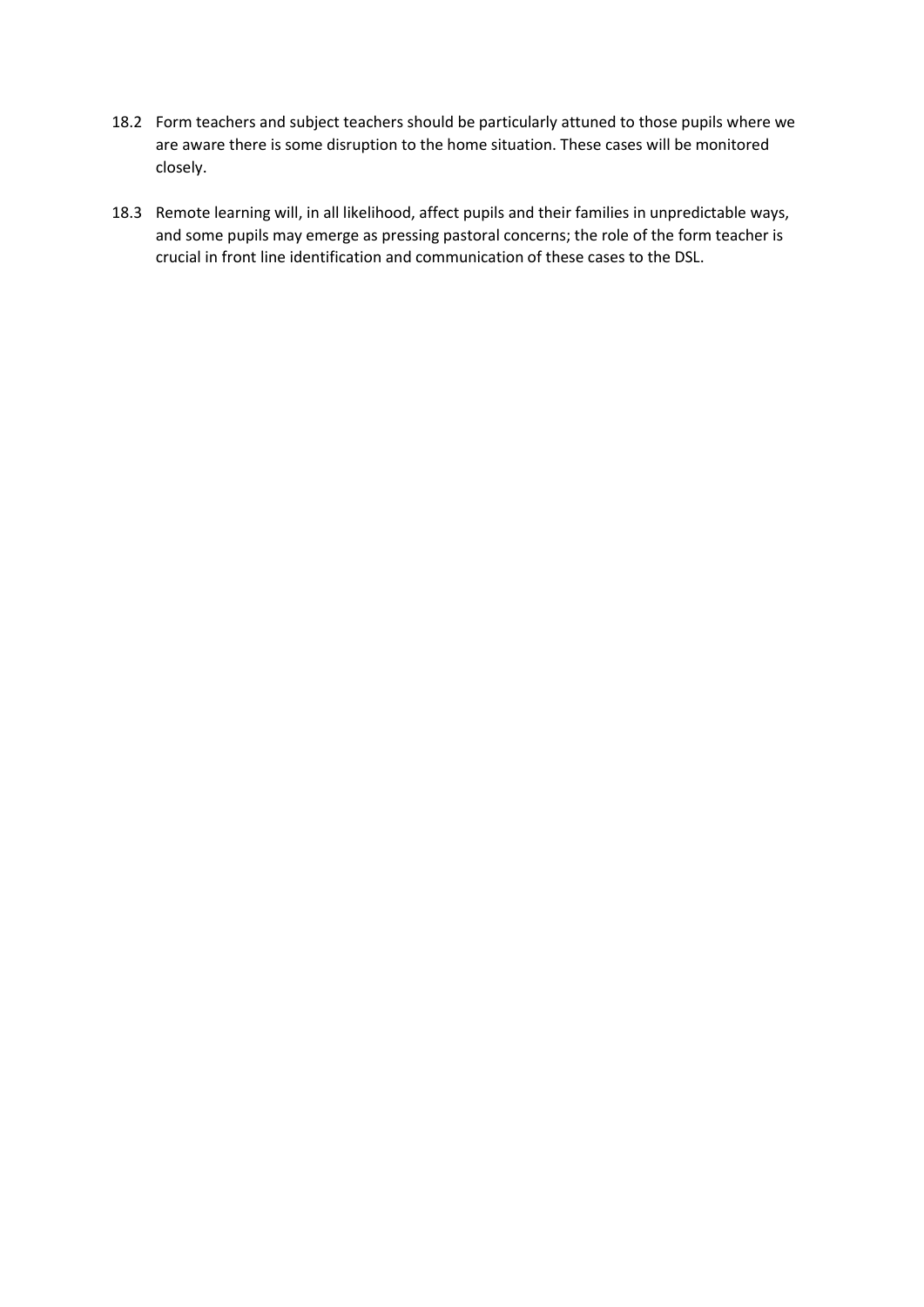18.2 Form teachers and subject teachers should be particularly attuned to those pupils where we are aware there is some disruption to the home situation. These cases will be monitored closely.

18.3 Remote learning will, in all likelihood, affect pupils and their families in unpredictable ways, and some pupils may emerge as pressing pastoral concerns; the role of the form teacher is crucial in front line identification and communication of these cases to the DSL.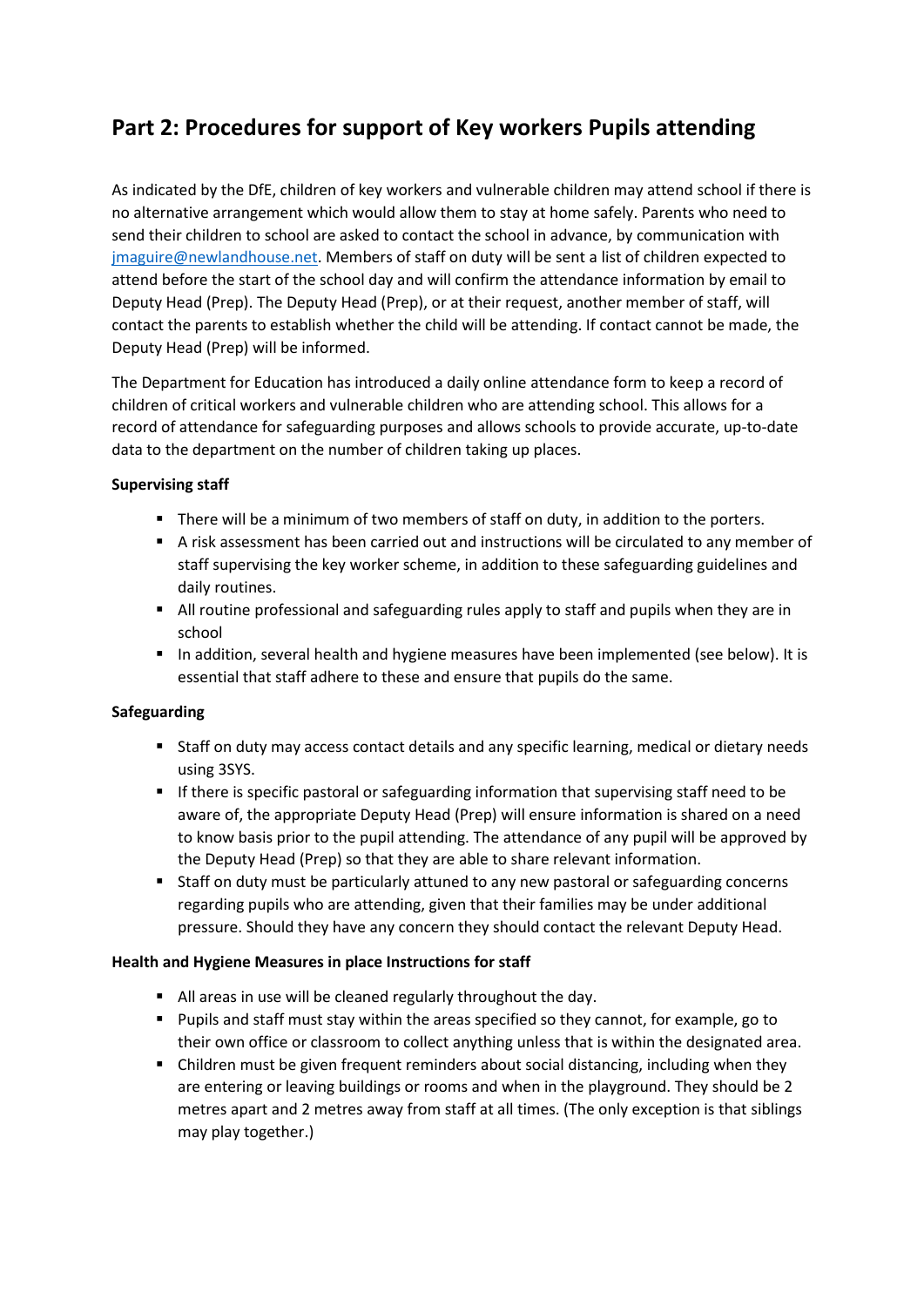## Part 2: Procedures for support of Key workers Pupils attending

As indicated by the DfE, children of key workers and vulnerable children may attend school if there is no alternative arrangement which would allow them to stay at home safely. Parents who need to send their children to school are asked to contact the school in advance, by communication with jmaguire@newlandhouse.net. Members of staff on duty will be sent a list of children expected to attend before the start of the school day and will confirm the attendance information by email to Deputy Head (Prep). The Deputy Head (Prep), or at their request, another member of staff, will contact the parents to establish whether the child will be attending. If contact cannot be made, the Deputy Head (Prep) will be informed.

The Department for Education has introduced a daily online attendance form to keep a record of children of critical workers and vulnerable children who are attending school. This allows for a record of attendance for safeguarding purposes and allows schools to provide accurate, up-to-date data to the department on the number of children taking up places.

**Supervising staff**

- There will be a minimum of two members of staff on duty, in addition to the porters.
- A risk assessment has been carried out and instructions will be circulated to any member of staff supervising the key worker scheme, in addition to these safeguarding guidelines and daily routines.
- All routine professional and safeguarding rules apply to staff and pupils when they are in school
- In addition, several health and hygiene measures have been implemented (see below). It is essential that staff adhere to these and ensure that pupils do the same.

**Safeguarding**

- Staff on duty may access contact details and any specific learning, medical or dietary needs using 3SYS.
- If there is specific pastoral or safeguarding information that supervising staff need to be aware of, the appropriate Deputy Head (Prep) will ensure information is shared on a need to know basis prior to the pupil attending. The attendance of any pupil will be approved by the Deputy Head (Prep) so that they are able to share relevant information.
- Staff on duty must be particularly attuned to any new pastoral or safeguarding concerns regarding pupils who are attending, given that their families may be under additional pressure. Should they have any concern they should contact the relevant Deputy Head.

**Health and Hygiene Measures in place Instructions for staff**

- All areas in use will be cleaned regularly throughout the day.
- Pupils and staff must stay within the areas specified so they cannot, for example, go to their own office or classroom to collect anything unless that is within the designated area.
- Children must be given frequent reminders about social distancing, including when they are entering or leaving buildings or rooms and when in the playground. They should be 2 metres apart and 2 metres away from staff at all times. (The only exception is that siblings may play together.)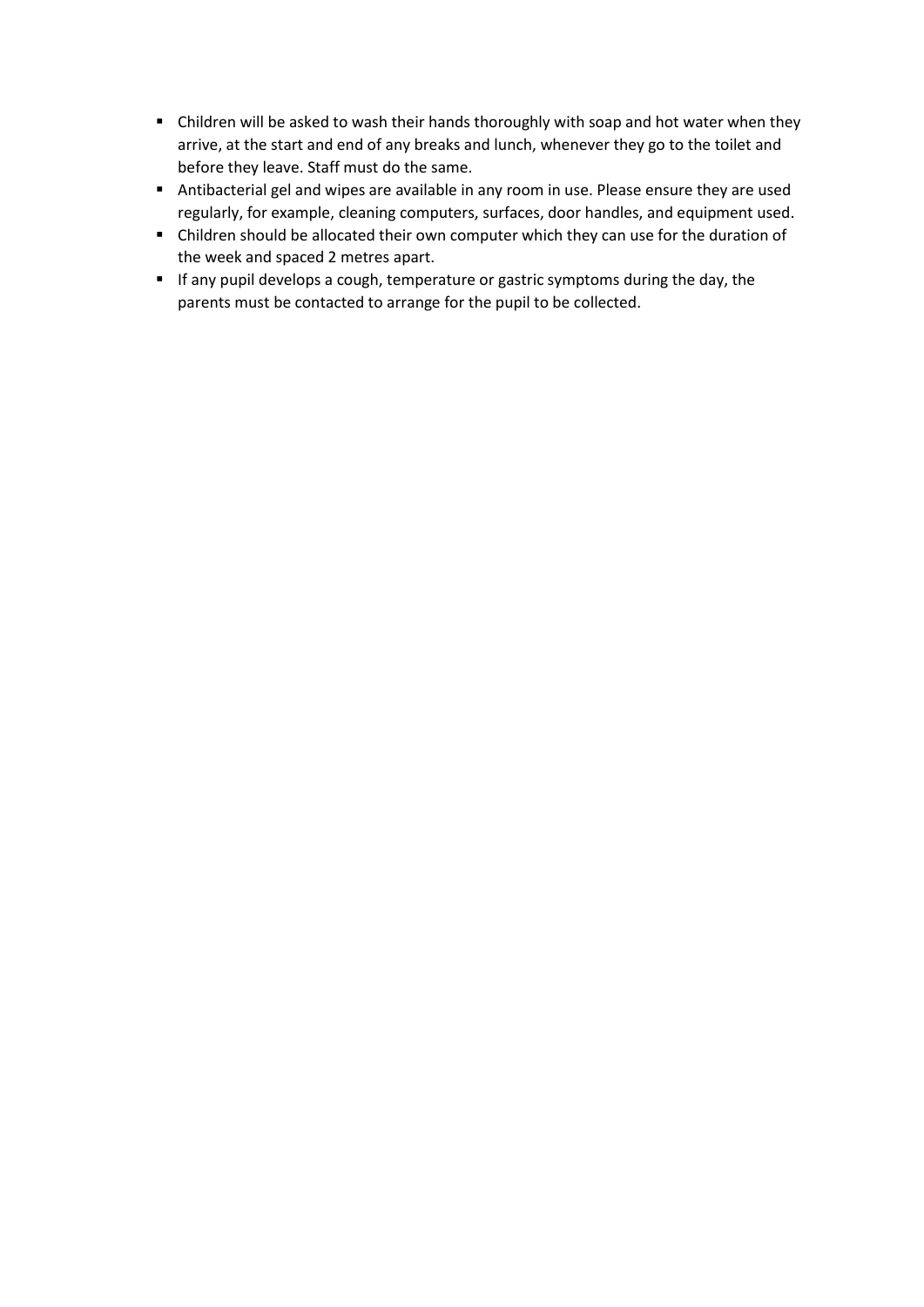- Children will be asked to wash their hands thoroughly with soap and hot water when they arrive, at the start and end of any breaks and lunch, whenever they go to the toilet and before they leave. Staff must do the same.
- Antibacterial gel and wipes are available in any room in use. Please ensure they are used regularly, for example, cleaning computers, surfaces, door handles, and equipment used.
- Children should be allocated their own computer which they can use for the duration of the week and spaced 2 metres apart.
- If any pupil develops a cough, temperature or gastric symptoms during the day, the parents must be contacted to arrange for the pupil to be collected.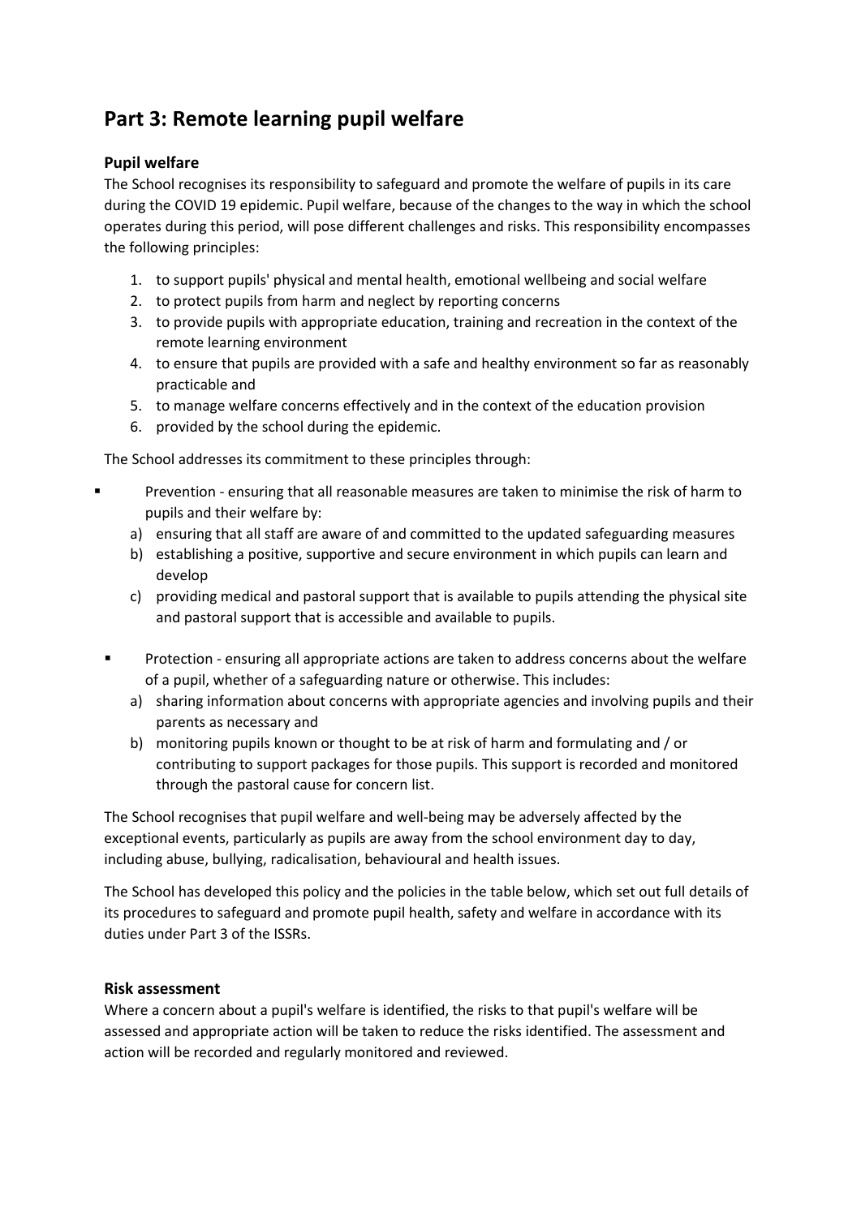## Part 3: Remote learning pupil welfare

### Pupil welfare

The School recognises its responsibility to safeguard and promote the welfare of pupils in its care during the COVID 19 epidemic. Pupil welfare, because of the changes to the way in which the school operates during this period, will pose different challenges and risks. This responsibility encompasses the following principles:

1. to support pupils' physical and mental health, emotional wellbeing and social welfare
2. to protect pupils from harm and neglect by reporting concerns
3. to provide pupils with appropriate education, training and recreation in the context of the remote learning environment
4. to ensure that pupils are provided with a safe and healthy environment so far as reasonably practicable and
5. to manage welfare concerns effectively and in the context of the education provision
6. provided by the school during the epidemic.

The School addresses its commitment to these principles through:

- Prevention - ensuring that all reasonable measures are taken to minimise the risk of harm to pupils and their welfare by:
  a) ensuring that all staff are aware of and committed to the updated safeguarding measures
  b) establishing a positive, supportive and secure environment in which pupils can learn and develop
  c) providing medical and pastoral support that is available to pupils attending the physical site and pastoral support that is accessible and available to pupils.

- Protection - ensuring all appropriate actions are taken to address concerns about the welfare of a pupil, whether of a safeguarding nature or otherwise. This includes:
  a) sharing information about concerns with appropriate agencies and involving pupils and their parents as necessary and
  b) monitoring pupils known or thought to be at risk of harm and formulating and / or contributing to support packages for those pupils. This support is recorded and monitored through the pastoral cause for concern list.

The School recognises that pupil welfare and well-being may be adversely affected by the exceptional events, particularly as pupils are away from the school environment day to day, including abuse, bullying, radicalisation, behavioural and health issues.

The School has developed this policy and the policies in the table below, which set out full details of its procedures to safeguard and promote pupil health, safety and welfare in accordance with its duties under Part 3 of the ISSRs.

### Risk assessment

Where a concern about a pupil's welfare is identified, the risks to that pupil's welfare will be assessed and appropriate action will be taken to reduce the risks identified. The assessment and action will be recorded and regularly monitored and reviewed.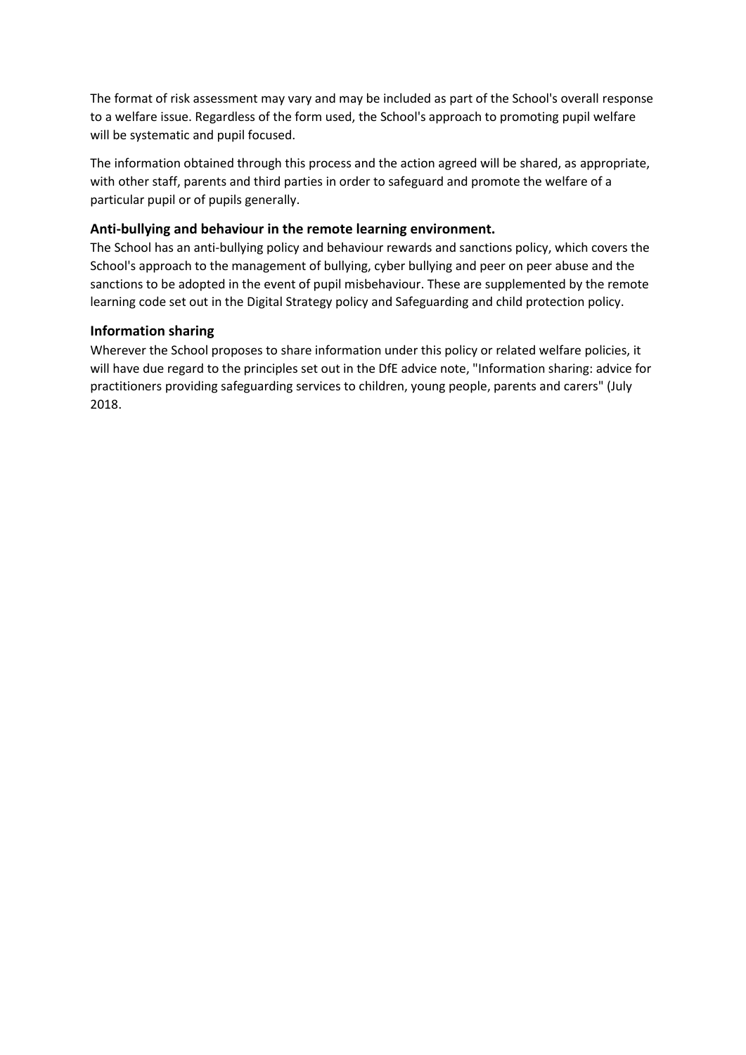The format of risk assessment may vary and may be included as part of the School's overall response to a welfare issue. Regardless of the form used, the School's approach to promoting pupil welfare will be systematic and pupil focused.

The information obtained through this process and the action agreed will be shared, as appropriate, with other staff, parents and third parties in order to safeguard and promote the welfare of a particular pupil or of pupils generally.

### Anti-bullying and behaviour in the remote learning environment.

The School has an anti-bullying policy and behaviour rewards and sanctions policy, which covers the School's approach to the management of bullying, cyber bullying and peer on peer abuse and the sanctions to be adopted in the event of pupil misbehaviour. These are supplemented by the remote learning code set out in the Digital Strategy policy and Safeguarding and child protection policy.

### Information sharing

Wherever the School proposes to share information under this policy or related welfare policies, it will have due regard to the principles set out in the DfE advice note, "Information sharing: advice for practitioners providing safeguarding services to children, young people, parents and carers" (July 2018.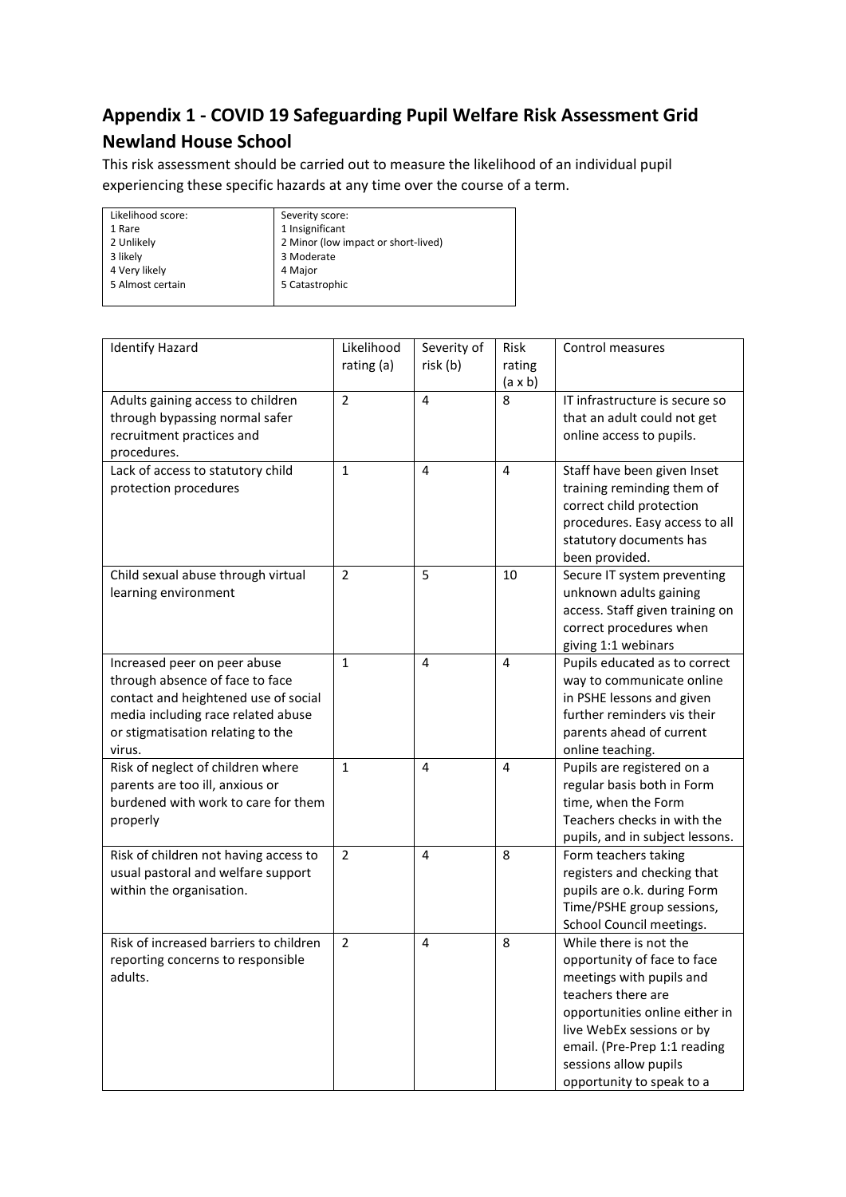## Appendix 1 - COVID 19 Safeguarding Pupil Welfare Risk Assessment Grid Newland House School

This risk assessment should be carried out to measure the likelihood of an individual pupil experiencing these specific hazards at any time over the course of a term.

| Likelihood score: | Severity score: |
|---|---|
| 1 Rare | 1 Insignificant |
| 2 Unlikely | 2 Minor (low impact or short-lived) |
| 3 likely | 3 Moderate |
| 4 Very likely | 4 Major |
| 5 Almost certain | 5 Catastrophic |

| Identify Hazard | Likelihood rating (a) | Severity of risk (b) | Risk rating (a x b) | Control measures |
|---|---|---|---|---|
| Adults gaining access to children through bypassing normal safer recruitment practices and procedures. | 2 | 4 | 8 | IT infrastructure is secure so that an adult could not get online access to pupils. |
| Lack of access to statutory child protection procedures | 1 | 4 | 4 | Staff have been given Inset training reminding them of correct child protection procedures. Easy access to all statutory documents has been provided. |
| Child sexual abuse through virtual learning environment | 2 | 5 | 10 | Secure IT system preventing unknown adults gaining access. Staff given training on correct procedures when giving 1:1 webinars |
| Increased peer on peer abuse through absence of face to face contact and heightened use of social media including race related abuse or stigmatisation relating to the virus. | 1 | 4 | 4 | Pupils educated as to correct way to communicate online in PSHE lessons and given further reminders vis their parents ahead of current online teaching. |
| Risk of neglect of children where parents are too ill, anxious or burdened with work to care for them properly | 1 | 4 | 4 | Pupils are registered on a regular basis both in Form time, when the Form Teachers checks in with the pupils, and in subject lessons. |
| Risk of children not having access to usual pastoral and welfare support within the organisation. | 2 | 4 | 8 | Form teachers taking registers and checking that pupils are o.k. during Form Time/PSHE group sessions, School Council meetings. |
| Risk of increased barriers to children reporting concerns to responsible adults. | 2 | 4 | 8 | While there is not the opportunity of face to face meetings with pupils and teachers there are opportunities online either in live WebEx sessions or by email. (Pre-Prep 1:1 reading sessions allow pupils opportunity to speak to a |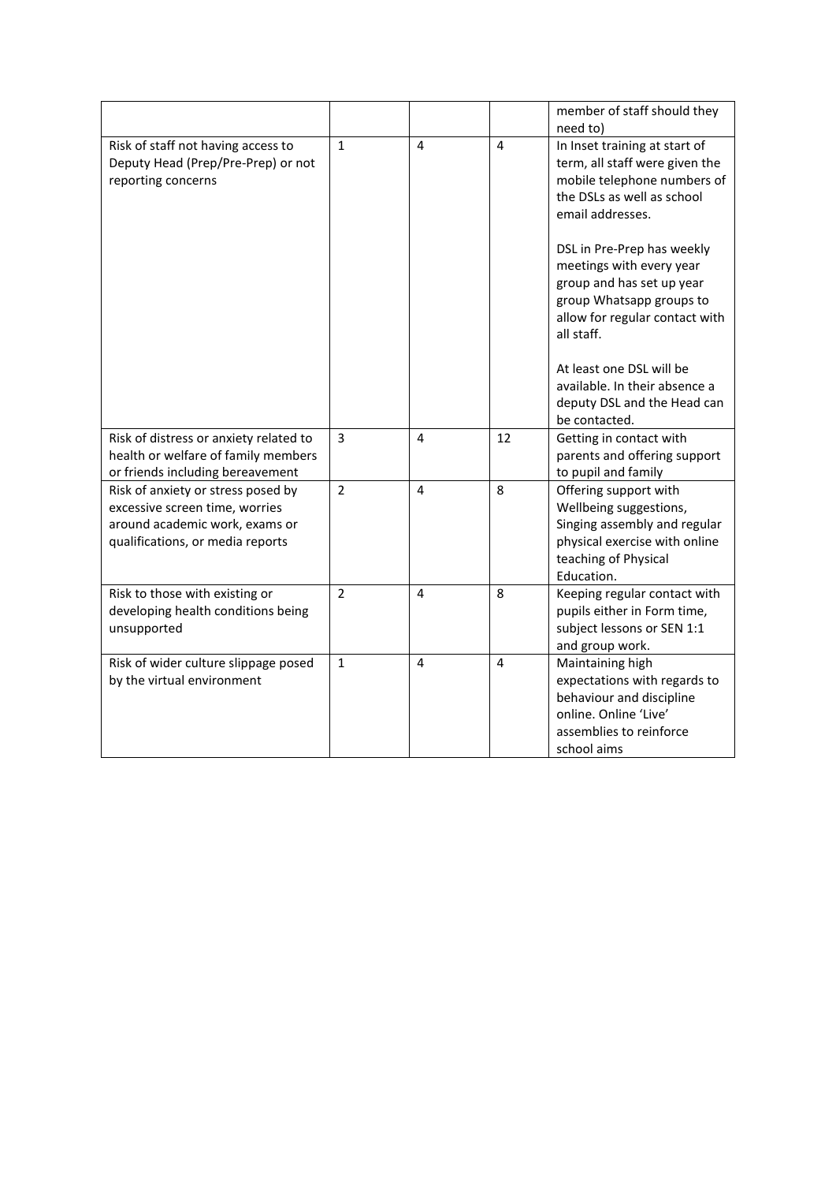| | | | | |
|---|---|---|---|---|
| | | | | member of staff should they need to) |
| Risk of staff not having access to Deputy Head (Prep/Pre-Prep) or not reporting concerns | 1 | 4 | 4 | In Inset training at start of term, all staff were given the mobile telephone numbers of the DSLs as well as school email addresses.<br><br>DSL in Pre-Prep has weekly meetings with every year group and has set up year group Whatsapp groups to allow for regular contact with all staff.<br><br>At least one DSL will be available. In their absence a deputy DSL and the Head can be contacted. |
| Risk of distress or anxiety related to health or welfare of family members or friends including bereavement | 3 | 4 | 12 | Getting in contact with parents and offering support to pupil and family |
| Risk of anxiety or stress posed by excessive screen time, worries around academic work, exams or qualifications, or media reports | 2 | 4 | 8 | Offering support with Wellbeing suggestions, Singing assembly and regular physical exercise with online teaching of Physical Education. |
| Risk to those with existing or developing health conditions being unsupported | 2 | 4 | 8 | Keeping regular contact with pupils either in Form time, subject lessons or SEN 1:1 and group work. |
| Risk of wider culture slippage posed by the virtual environment | 1 | 4 | 4 | Maintaining high expectations with regards to behaviour and discipline online. Online 'Live' assemblies to reinforce school aims |